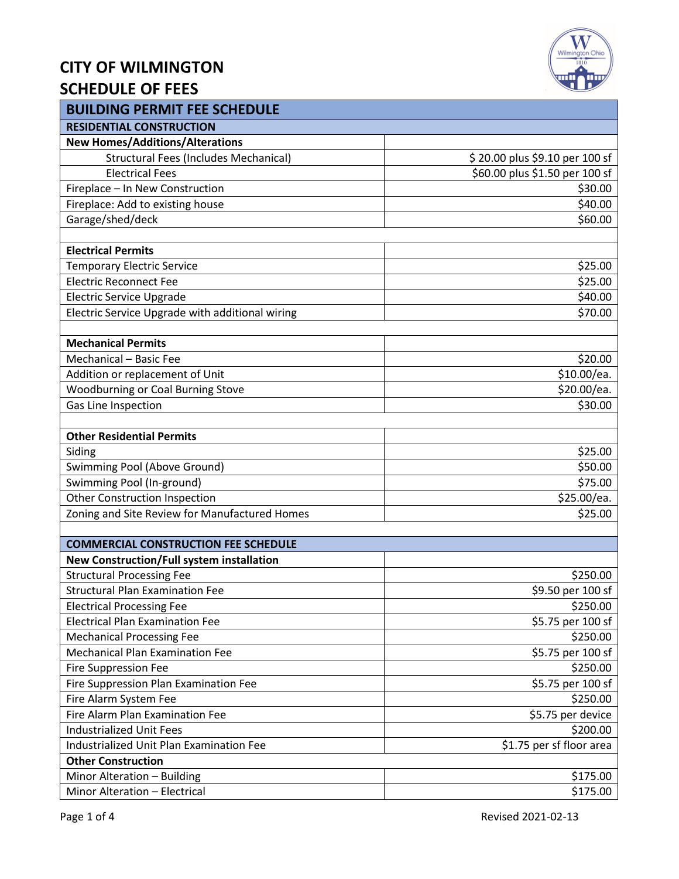# CITY OF WILMINGTON
# SCHEDULE OF FEES

| BUILDING PERMIT FEE SCHEDULE | |
|---|---|
| **RESIDENTIAL CONSTRUCTION** | |
| **New Homes/Additions/Alterations** | |
| Structural Fees (Includes Mechanical) | $ 20.00 plus $9.10 per 100 sf |
| Electrical Fees | $60.00 plus $1.50 per 100 sf |
| Fireplace – In New Construction | $30.00 |
| Fireplace: Add to existing house | $40.00 |
| Garage/shed/deck | $60.00 |
| | |
| **Electrical Permits** | |
| Temporary Electric Service | $25.00 |
| Electric Reconnect Fee | $25.00 |
| Electric Service Upgrade | $40.00 |
| Electric Service Upgrade with additional wiring | $70.00 |
| | |
| **Mechanical Permits** | |
| Mechanical – Basic Fee | $20.00 |
| Addition or replacement of Unit | $10.00/ea. |
| Woodburning or Coal Burning Stove | $20.00/ea. |
| Gas Line Inspection | $30.00 |
| | |
| **Other Residential Permits** | |
| Siding | $25.00 |
| Swimming Pool (Above Ground) | $50.00 |
| Swimming Pool (In-ground) | $75.00 |
| Other Construction Inspection | $25.00/ea. |
| Zoning and Site Review for Manufactured Homes | $25.00 |
| | |
| **COMMERCIAL CONSTRUCTION FEE SCHEDULE** | |
| **New Construction/Full system installation** | |
| Structural Processing Fee | $250.00 |
| Structural Plan Examination Fee | $9.50 per 100 sf |
| Electrical Processing Fee | $250.00 |
| Electrical Plan Examination Fee | $5.75 per 100 sf |
| Mechanical Processing Fee | $250.00 |
| Mechanical Plan Examination Fee | $5.75 per 100 sf |
| Fire Suppression Fee | $250.00 |
| Fire Suppression Plan Examination Fee | $5.75 per 100 sf |
| Fire Alarm System Fee | $250.00 |
| Fire Alarm Plan Examination Fee | $5.75 per device |
| Industrialized Unit Fees | $200.00 |
| Industrialized Unit Plan Examination Fee | $1.75 per sf floor area |
| **Other Construction** | |
| Minor Alteration – Building | $175.00 |
| Minor Alteration – Electrical | $175.00 |

Revised 2021-02-13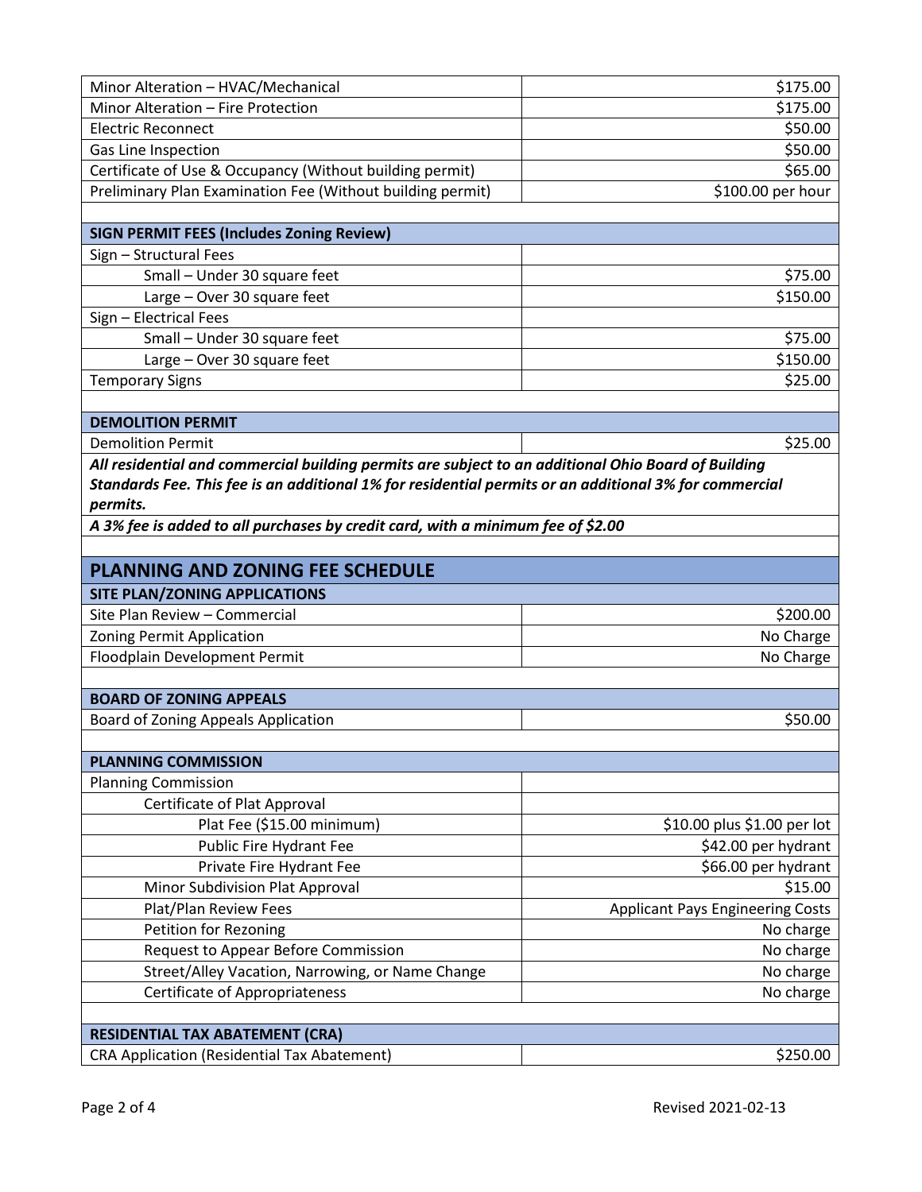| | |
|---|---|
| Minor Alteration – HVAC/Mechanical | $175.00 |
| Minor Alteration – Fire Protection | $175.00 |
| Electric Reconnect | $50.00 |
| Gas Line Inspection | $50.00 |
| Certificate of Use & Occupancy (Without building permit) | $65.00 |
| Preliminary Plan Examination Fee (Without building permit) | $100.00 per hour |

| **SIGN PERMIT FEES (Includes Zoning Review)** | |
|---|---|
| Sign – Structural Fees | |
| Small – Under 30 square feet | $75.00 |
| Large – Over 30 square feet | $150.00 |
| Sign – Electrical Fees | |
| Small – Under 30 square feet | $75.00 |
| Large – Over 30 square feet | $150.00 |
| Temporary Signs | $25.00 |

| **DEMOLITION PERMIT** | |
|---|---|
| Demolition Permit | $25.00 |

***All residential and commercial building permits are subject to an additional Ohio Board of Building Standards Fee. This fee is an additional 1% for residential permits or an additional 3% for commercial permits.***

***A 3% fee is added to all purchases by credit card, with a minimum fee of $2.00***

## PLANNING AND ZONING FEE SCHEDULE

| **SITE PLAN/ZONING APPLICATIONS** | |
|---|---|
| Site Plan Review – Commercial | $200.00 |
| Zoning Permit Application | No Charge |
| Floodplain Development Permit | No Charge |

| **BOARD OF ZONING APPEALS** | |
|---|---|
| Board of Zoning Appeals Application | $50.00 |

| **PLANNING COMMISSION** | |
|---|---|
| Planning Commission | |
| Certificate of Plat Approval | |
| Plat Fee ($15.00 minimum) | $10.00 plus $1.00 per lot |
| Public Fire Hydrant Fee | $42.00 per hydrant |
| Private Fire Hydrant Fee | $66.00 per hydrant |
| Minor Subdivision Plat Approval | $15.00 |
| Plat/Plan Review Fees | Applicant Pays Engineering Costs |
| Petition for Rezoning | No charge |
| Request to Appear Before Commission | No charge |
| Street/Alley Vacation, Narrowing, or Name Change | No charge |
| Certificate of Appropriateness | No charge |

| **RESIDENTIAL TAX ABATEMENT (CRA)** | |
|---|---|
| CRA Application (Residential Tax Abatement) | $250.00 |

Revised 2021-02-13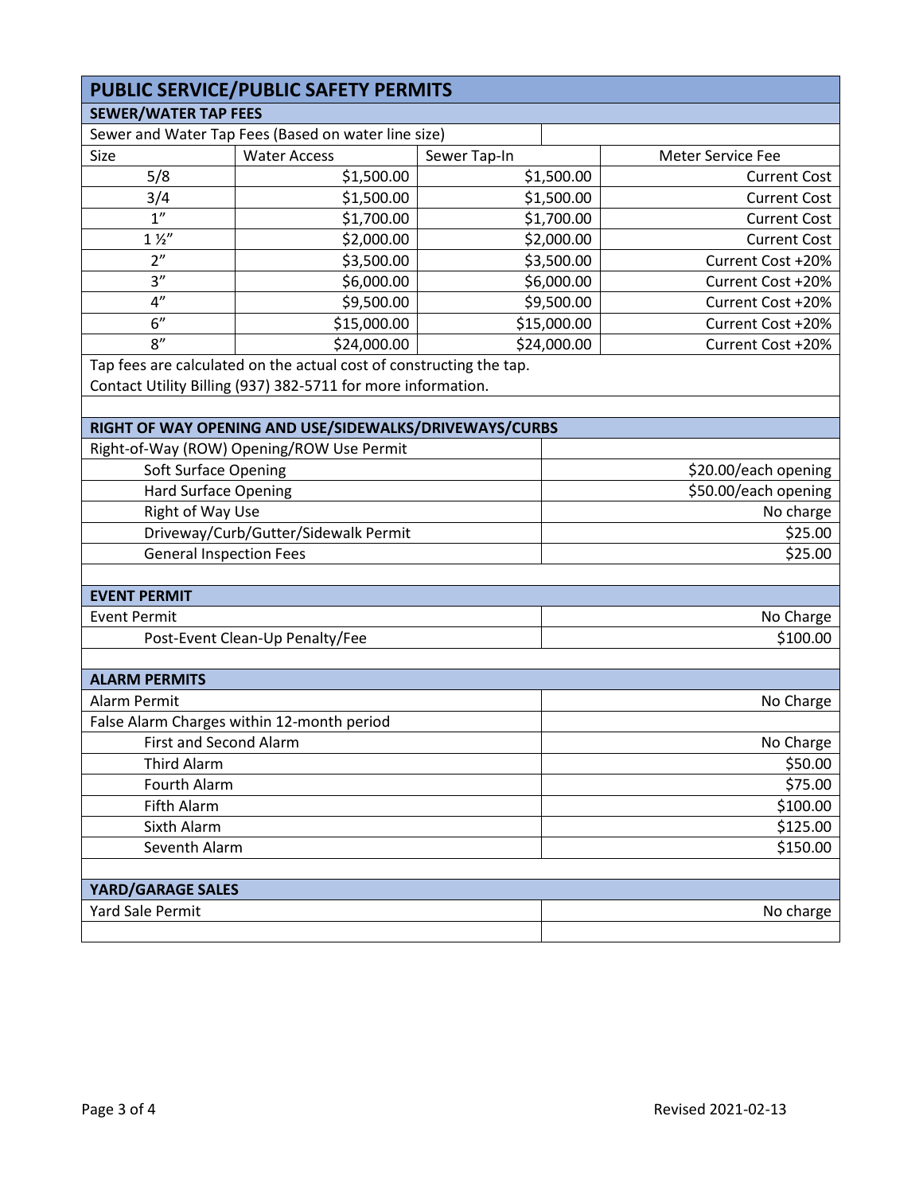## PUBLIC SERVICE/PUBLIC SAFETY PERMITS

### SEWER/WATER TAP FEES

Sewer and Water Tap Fees (Based on water line size)

| Size | Water Access | Sewer Tap-In | Meter Service Fee |
|---|---|---|---|
| 5/8 | $1,500.00 | $1,500.00 | Current Cost |
| 3/4 | $1,500.00 | $1,500.00 | Current Cost |
| 1" | $1,700.00 | $1,700.00 | Current Cost |
| 1 ½" | $2,000.00 | $2,000.00 | Current Cost |
| 2" | $3,500.00 | $3,500.00 | Current Cost +20% |
| 3" | $6,000.00 | $6,000.00 | Current Cost +20% |
| 4" | $9,500.00 | $9,500.00 | Current Cost +20% |
| 6" | $15,000.00 | $15,000.00 | Current Cost +20% |
| 8" | $24,000.00 | $24,000.00 | Current Cost +20% |

Tap fees are calculated on the actual cost of constructing the tap.
Contact Utility Billing (937) 382-5711 for more information.

### RIGHT OF WAY OPENING AND USE/SIDEWALKS/DRIVEWAYS/CURBS

| Item | Fee |
|---|---|
| Right-of-Way (ROW) Opening/ROW Use Permit | |
| Soft Surface Opening | $20.00/each opening |
| Hard Surface Opening | $50.00/each opening |
| Right of Way Use | No charge |
| Driveway/Curb/Gutter/Sidewalk Permit | $25.00 |
| General Inspection Fees | $25.00 |

### EVENT PERMIT

| Item | Fee |
|---|---|
| Event Permit | No Charge |
| Post-Event Clean-Up Penalty/Fee | $100.00 |

### ALARM PERMITS

| Item | Fee |
|---|---|
| Alarm Permit | No Charge |
| False Alarm Charges within 12-month period | |
| First and Second Alarm | No Charge |
| Third Alarm | $50.00 |
| Fourth Alarm | $75.00 |
| Fifth Alarm | $100.00 |
| Sixth Alarm | $125.00 |
| Seventh Alarm | $150.00 |

### YARD/GARAGE SALES

| Item | Fee |
|---|---|
| Yard Sale Permit | No charge |

Revised 2021-02-13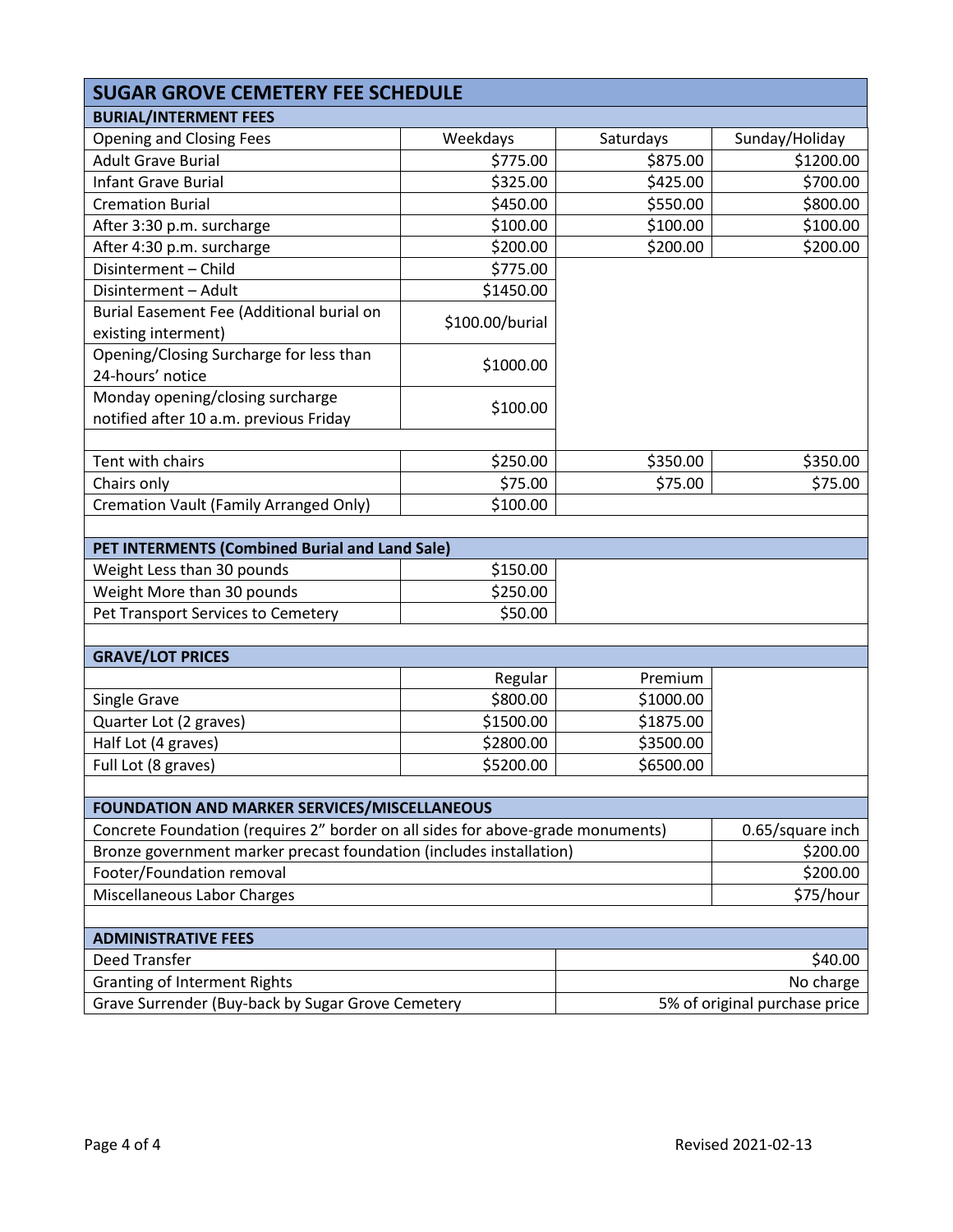# SUGAR GROVE CEMETERY FEE SCHEDULE

## BURIAL/INTERMENT FEES

| Opening and Closing Fees | Weekdays | Saturdays | Sunday/Holiday |
|---|---|---|---|
| Adult Grave Burial | $775.00 | $875.00 | $1200.00 |
| Infant Grave Burial | $325.00 | $425.00 | $700.00 |
| Cremation Burial | $450.00 | $550.00 | $800.00 |
| After 3:30 p.m. surcharge | $100.00 | $100.00 | $100.00 |
| After 4:30 p.m. surcharge | $200.00 | $200.00 | $200.00 |
| Disinterment – Child | $775.00 | | |
| Disinterment – Adult | $1450.00 | | |
| Burial Easement Fee (Additional burial on existing interment) | $100.00/burial | | |
| Opening/Closing Surcharge for less than 24-hours' notice | $1000.00 | | |
| Monday opening/closing surcharge notified after 10 a.m. previous Friday | $100.00 | | |
| | | | |
| Tent with chairs | $250.00 | $350.00 | $350.00 |
| Chairs only | $75.00 | $75.00 | $75.00 |
| Cremation Vault (Family Arranged Only) | $100.00 | | |

## PET INTERMENTS (Combined Burial and Land Sale)

| | |
|---|---|
| Weight Less than 30 pounds | $150.00 |
| Weight More than 30 pounds | $250.00 |
| Pet Transport Services to Cemetery | $50.00 |

## GRAVE/LOT PRICES

| | Regular | Premium |
|---|---|---|
| Single Grave | $800.00 | $1000.00 |
| Quarter Lot (2 graves) | $1500.00 | $1875.00 |
| Half Lot (4 graves) | $2800.00 | $3500.00 |
| Full Lot (8 graves) | $5200.00 | $6500.00 |

## FOUNDATION AND MARKER SERVICES/MISCELLANEOUS

| | |
|---|---|
| Concrete Foundation (requires 2" border on all sides for above-grade monuments) | 0.65/square inch |
| Bronze government marker precast foundation (includes installation) | $200.00 |
| Footer/Foundation removal | $200.00 |
| Miscellaneous Labor Charges | $75/hour |

## ADMINISTRATIVE FEES

| | |
|---|---|
| Deed Transfer | $40.00 |
| Granting of Interment Rights | No charge |
| Grave Surrender (Buy-back by Sugar Grove Cemetery | 5% of original purchase price |

Revised 2021-02-13